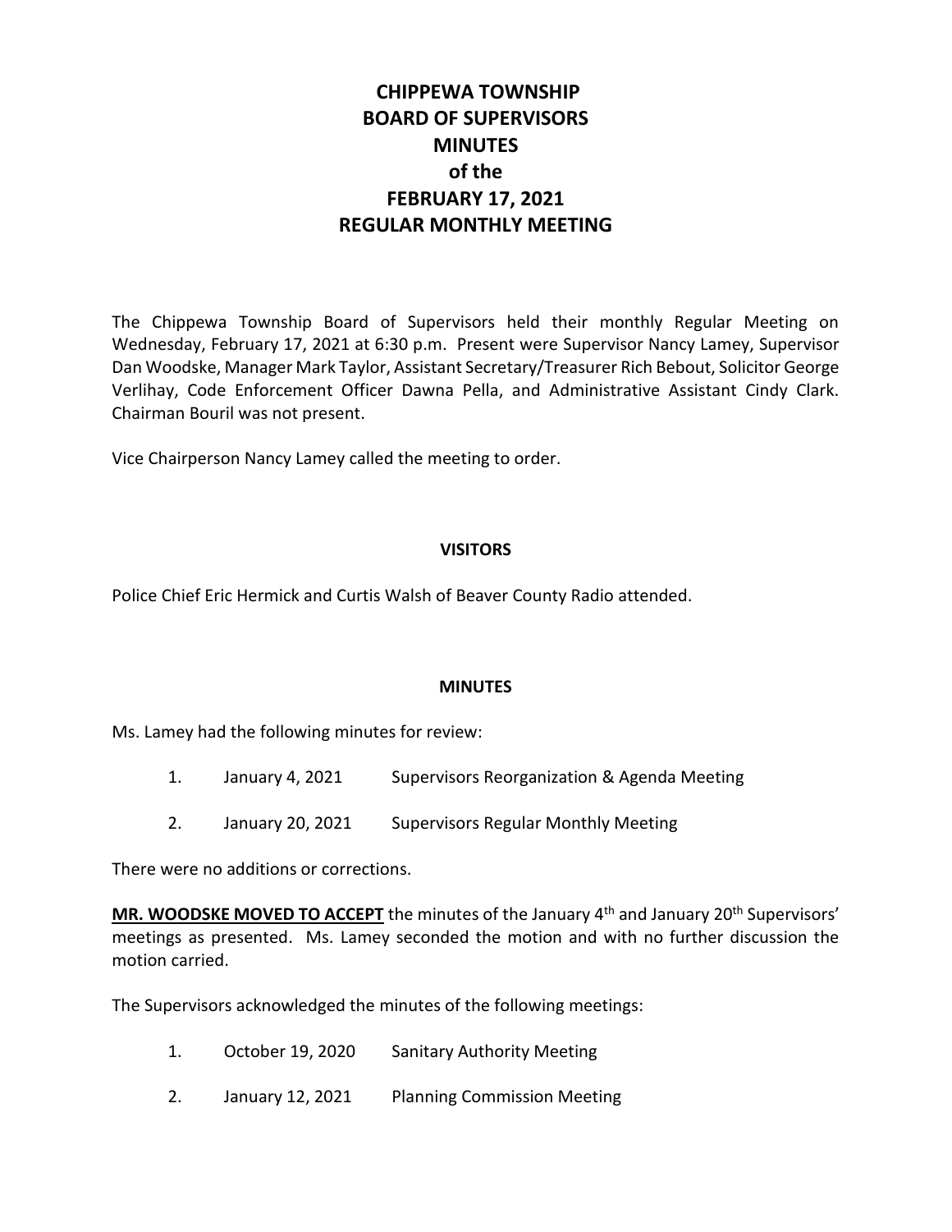# CHIPPEWA TOWNSHIP
# BOARD OF SUPERVISORS
# MINUTES
# of the
# FEBRUARY 17, 2021
# REGULAR MONTHLY MEETING

The Chippewa Township Board of Supervisors held their monthly Regular Meeting on Wednesday, February 17, 2021 at 6:30 p.m. Present were Supervisor Nancy Lamey, Supervisor Dan Woodske, Manager Mark Taylor, Assistant Secretary/Treasurer Rich Bebout, Solicitor George Verlihay, Code Enforcement Officer Dawna Pella, and Administrative Assistant Cindy Clark. Chairman Bouril was not present.

Vice Chairperson Nancy Lamey called the meeting to order.

## VISITORS

Police Chief Eric Hermick and Curtis Walsh of Beaver County Radio attended.

## MINUTES

Ms. Lamey had the following minutes for review:

1. January 4, 2021 Supervisors Reorganization & Agenda Meeting
2. January 20, 2021 Supervisors Regular Monthly Meeting

There were no additions or corrections.

**MR. WOODSKE MOVED TO ACCEPT** the minutes of the January 4th and January 20th Supervisors' meetings as presented. Ms. Lamey seconded the motion and with no further discussion the motion carried.

The Supervisors acknowledged the minutes of the following meetings:

1. October 19, 2020 Sanitary Authority Meeting
2. January 12, 2021 Planning Commission Meeting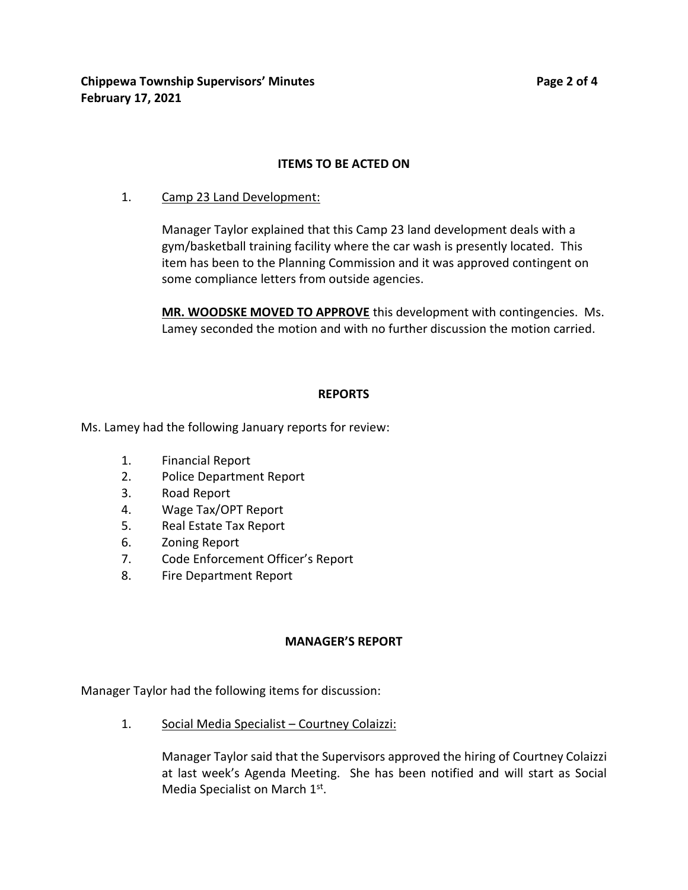## ITEMS TO BE ACTED ON

1. Camp 23 Land Development:

   Manager Taylor explained that this Camp 23 land development deals with a gym/basketball training facility where the car wash is presently located. This item has been to the Planning Commission and it was approved contingent on some compliance letters from outside agencies.

   **MR. WOODSKE MOVED TO APPROVE** this development with contingencies. Ms. Lamey seconded the motion and with no further discussion the motion carried.

## REPORTS

Ms. Lamey had the following January reports for review:

1. Financial Report
2. Police Department Report
3. Road Report
4. Wage Tax/OPT Report
5. Real Estate Tax Report
6. Zoning Report
7. Code Enforcement Officer's Report
8. Fire Department Report

## MANAGER'S REPORT

Manager Taylor had the following items for discussion:

1. Social Media Specialist – Courtney Colaizzi:

   Manager Taylor said that the Supervisors approved the hiring of Courtney Colaizzi at last week's Agenda Meeting. She has been notified and will start as Social Media Specialist on March 1st.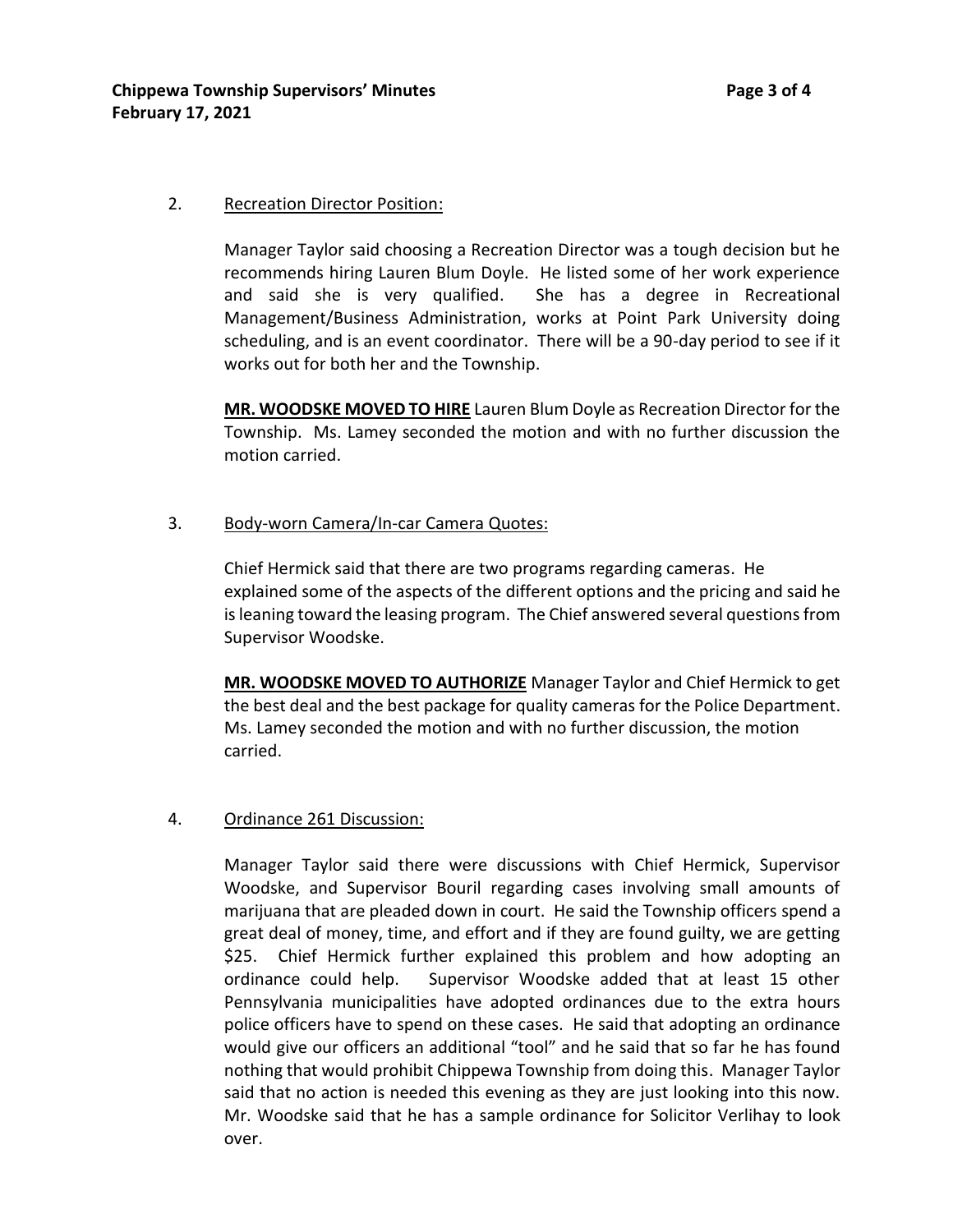2. Recreation Director Position:

Manager Taylor said choosing a Recreation Director was a tough decision but he recommends hiring Lauren Blum Doyle. He listed some of her work experience and said she is very qualified. She has a degree in Recreational Management/Business Administration, works at Point Park University doing scheduling, and is an event coordinator. There will be a 90-day period to see if it works out for both her and the Township.

**MR. WOODSKE MOVED TO HIRE** Lauren Blum Doyle as Recreation Director for the Township. Ms. Lamey seconded the motion and with no further discussion the motion carried.

3. Body-worn Camera/In-car Camera Quotes:

Chief Hermick said that there are two programs regarding cameras. He explained some of the aspects of the different options and the pricing and said he is leaning toward the leasing program. The Chief answered several questions from Supervisor Woodske.

**MR. WOODSKE MOVED TO AUTHORIZE** Manager Taylor and Chief Hermick to get the best deal and the best package for quality cameras for the Police Department. Ms. Lamey seconded the motion and with no further discussion, the motion carried.

4. Ordinance 261 Discussion:

Manager Taylor said there were discussions with Chief Hermick, Supervisor Woodske, and Supervisor Bouril regarding cases involving small amounts of marijuana that are pleaded down in court. He said the Township officers spend a great deal of money, time, and effort and if they are found guilty, we are getting $25. Chief Hermick further explained this problem and how adopting an ordinance could help. Supervisor Woodske added that at least 15 other Pennsylvania municipalities have adopted ordinances due to the extra hours police officers have to spend on these cases. He said that adopting an ordinance would give our officers an additional "tool" and he said that so far he has found nothing that would prohibit Chippewa Township from doing this. Manager Taylor said that no action is needed this evening as they are just looking into this now. Mr. Woodske said that he has a sample ordinance for Solicitor Verlihay to look over.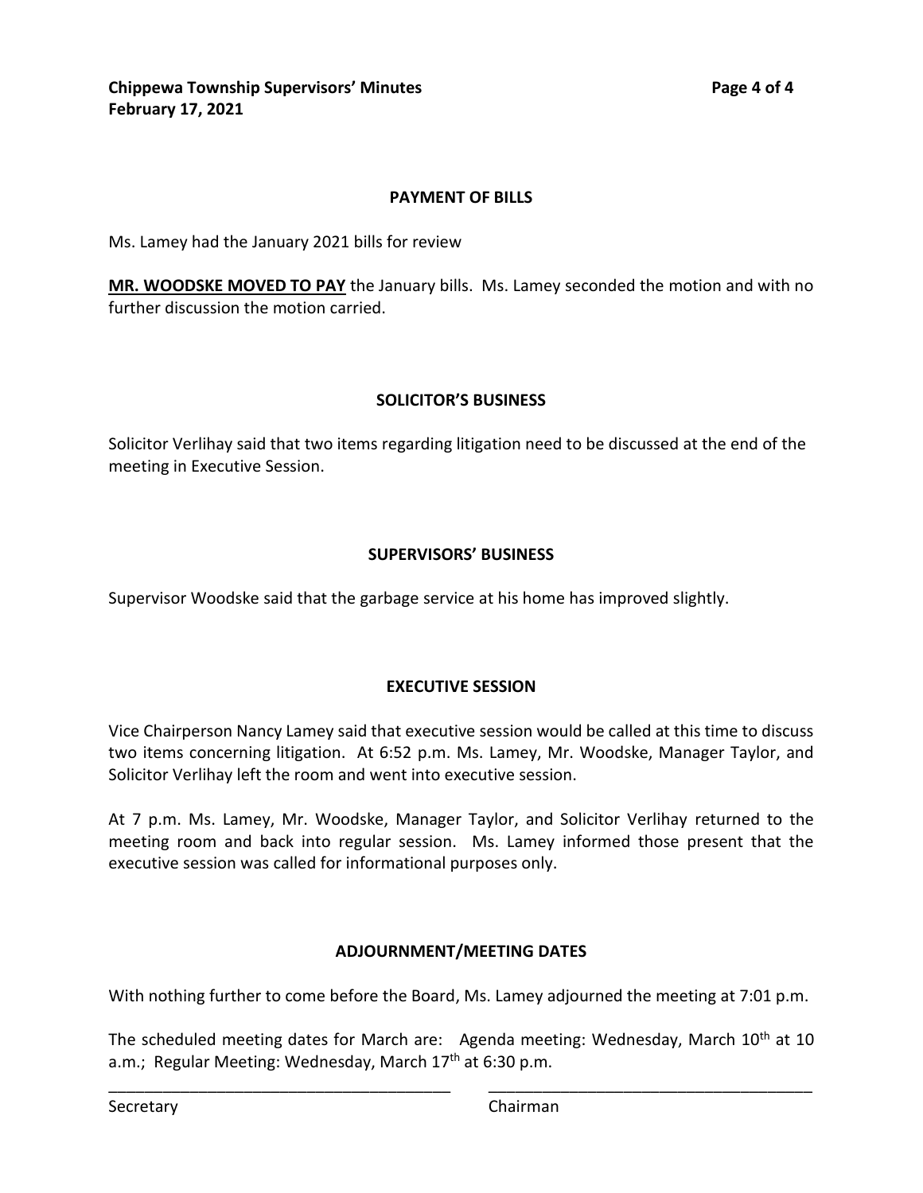## PAYMENT OF BILLS

Ms. Lamey had the January 2021 bills for review

**MR. WOODSKE MOVED TO PAY** the January bills. Ms. Lamey seconded the motion and with no further discussion the motion carried.

## SOLICITOR'S BUSINESS

Solicitor Verlihay said that two items regarding litigation need to be discussed at the end of the meeting in Executive Session.

## SUPERVISORS' BUSINESS

Supervisor Woodske said that the garbage service at his home has improved slightly.

## EXECUTIVE SESSION

Vice Chairperson Nancy Lamey said that executive session would be called at this time to discuss two items concerning litigation. At 6:52 p.m. Ms. Lamey, Mr. Woodske, Manager Taylor, and Solicitor Verlihay left the room and went into executive session.

At 7 p.m. Ms. Lamey, Mr. Woodske, Manager Taylor, and Solicitor Verlihay returned to the meeting room and back into regular session. Ms. Lamey informed those present that the executive session was called for informational purposes only.

## ADJOURNMENT/MEETING DATES

With nothing further to come before the Board, Ms. Lamey adjourned the meeting at 7:01 p.m.

The scheduled meeting dates for March are: Agenda meeting: Wednesday, March 10th at 10 a.m.; Regular Meeting: Wednesday, March 17th at 6:30 p.m.

_______________________________________ _______________________________________

Secretary Chairman